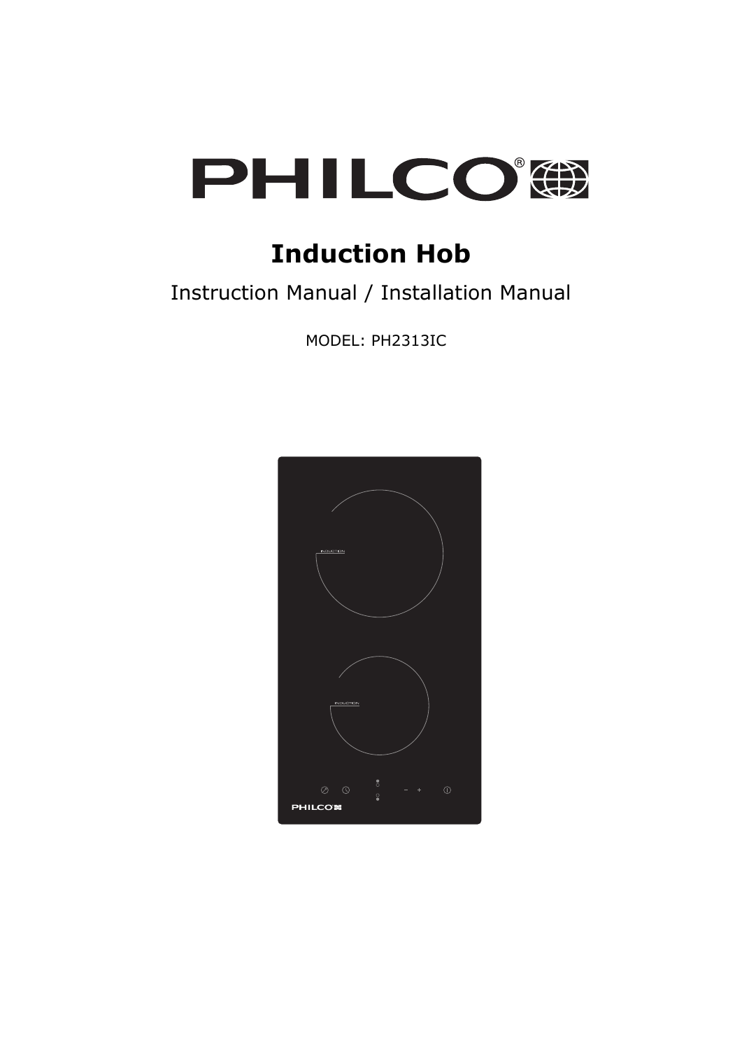PHILCO

# Induction Hob

## Instruction Manual / Installation Manual

MODEL: PH2313IC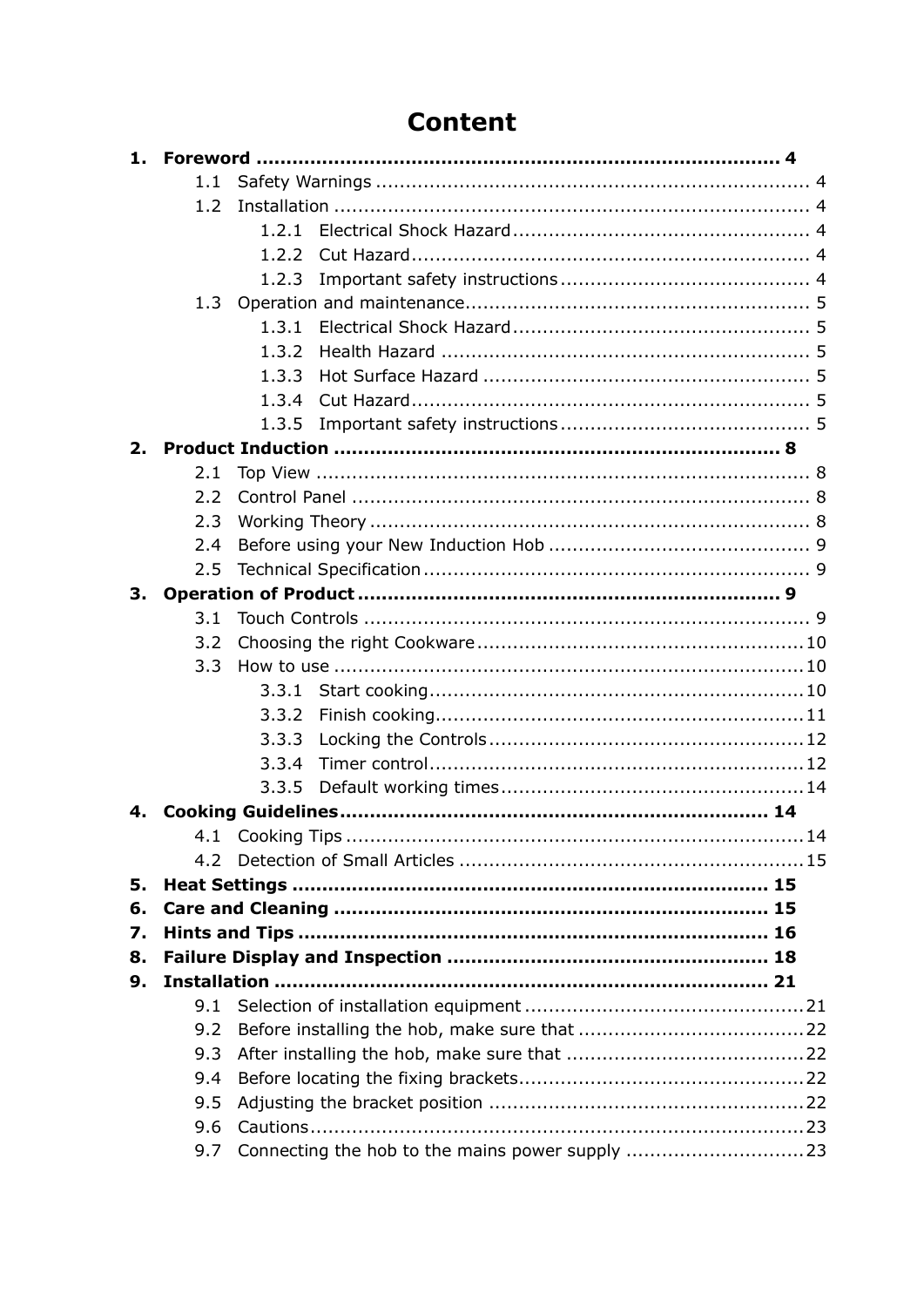# Content

**1. Foreword .......................................................................................... 4**

- 1.1 Safety Warnings ........................................................................ 4
- 1.2 Installation ............................................................................... 4
  - 1.2.1 Electrical Shock Hazard ................................................. 4
  - 1.2.2 Cut Hazard .................................................................. 4
  - 1.2.3 Important safety instructions .......................................... 4
- 1.3 Operation and maintenance ......................................................... 5
  - 1.3.1 Electrical Shock Hazard ................................................. 5
  - 1.3.2 Health Hazard ............................................................. 5
  - 1.3.3 Hot Surface Hazard ...................................................... 5
  - 1.3.4 Cut Hazard .................................................................. 5
  - 1.3.5 Important safety instructions .......................................... 5

**2. Product Induction .......................................................................... 8**

- 2.1 Top View .................................................................................. 8
- 2.2 Control Panel ............................................................................ 8
- 2.3 Working Theory ......................................................................... 8
- 2.4 Before using your New Induction Hob ........................................... 9
- 2.5 Technical Specification ................................................................ 9

**3. Operation of Product ...................................................................... 9**

- 3.1 Touch Controls .......................................................................... 9
- 3.2 Choosing the right Cookware ...................................................... 10
- 3.3 How to use ............................................................................... 10
  - 3.3.1 Start cooking ............................................................... 10
  - 3.3.2 Finish cooking .............................................................. 11
  - 3.3.3 Locking the Controls ..................................................... 12
  - 3.3.4 Timer control ............................................................... 12
  - 3.3.5 Default working times .................................................... 14

**4. Cooking Guidelines ........................................................................ 14**

- 4.1 Cooking Tips ............................................................................ 14
- 4.2 Detection of Small Articles ......................................................... 15

**5. Heat Settings ............................................................................... 15**

**6. Care and Cleaning ........................................................................ 15**

**7. Hints and Tips .............................................................................. 16**

**8. Failure Display and Inspection ..................................................... 18**

**9. Installation .................................................................................. 21**

- 9.1 Selection of installation equipment .............................................. 21
- 9.2 Before installing the hob, make sure that ...................................... 22
- 9.3 After installing the hob, make sure that ........................................ 22
- 9.4 Before locating the fixing brackets ................................................ 22
- 9.5 Adjusting the bracket position ..................................................... 22
- 9.6 Cautions .................................................................................. 23
- 9.7 Connecting the hob to the mains power supply .............................. 23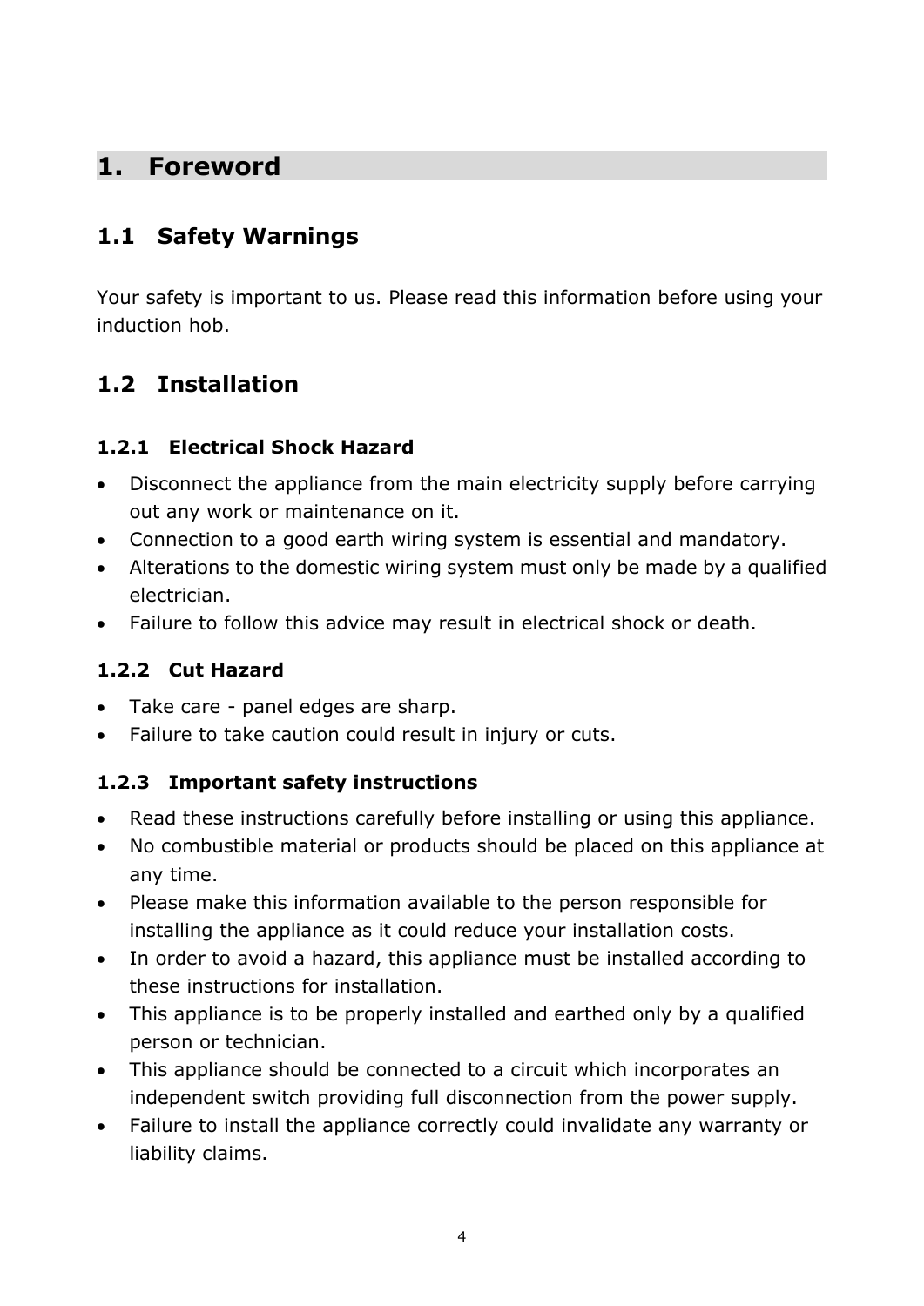# 1. Foreword

## 1.1 Safety Warnings

Your safety is important to us. Please read this information before using your induction hob.

## 1.2 Installation

### 1.2.1 Electrical Shock Hazard

- Disconnect the appliance from the main electricity supply before carrying out any work or maintenance on it.
- Connection to a good earth wiring system is essential and mandatory.
- Alterations to the domestic wiring system must only be made by a qualified electrician.
- Failure to follow this advice may result in electrical shock or death.

### 1.2.2 Cut Hazard

- Take care - panel edges are sharp.
- Failure to take caution could result in injury or cuts.

### 1.2.3 Important safety instructions

- Read these instructions carefully before installing or using this appliance.
- No combustible material or products should be placed on this appliance at any time.
- Please make this information available to the person responsible for installing the appliance as it could reduce your installation costs.
- In order to avoid a hazard, this appliance must be installed according to these instructions for installation.
- This appliance is to be properly installed and earthed only by a qualified person or technician.
- This appliance should be connected to a circuit which incorporates an independent switch providing full disconnection from the power supply.
- Failure to install the appliance correctly could invalidate any warranty or liability claims.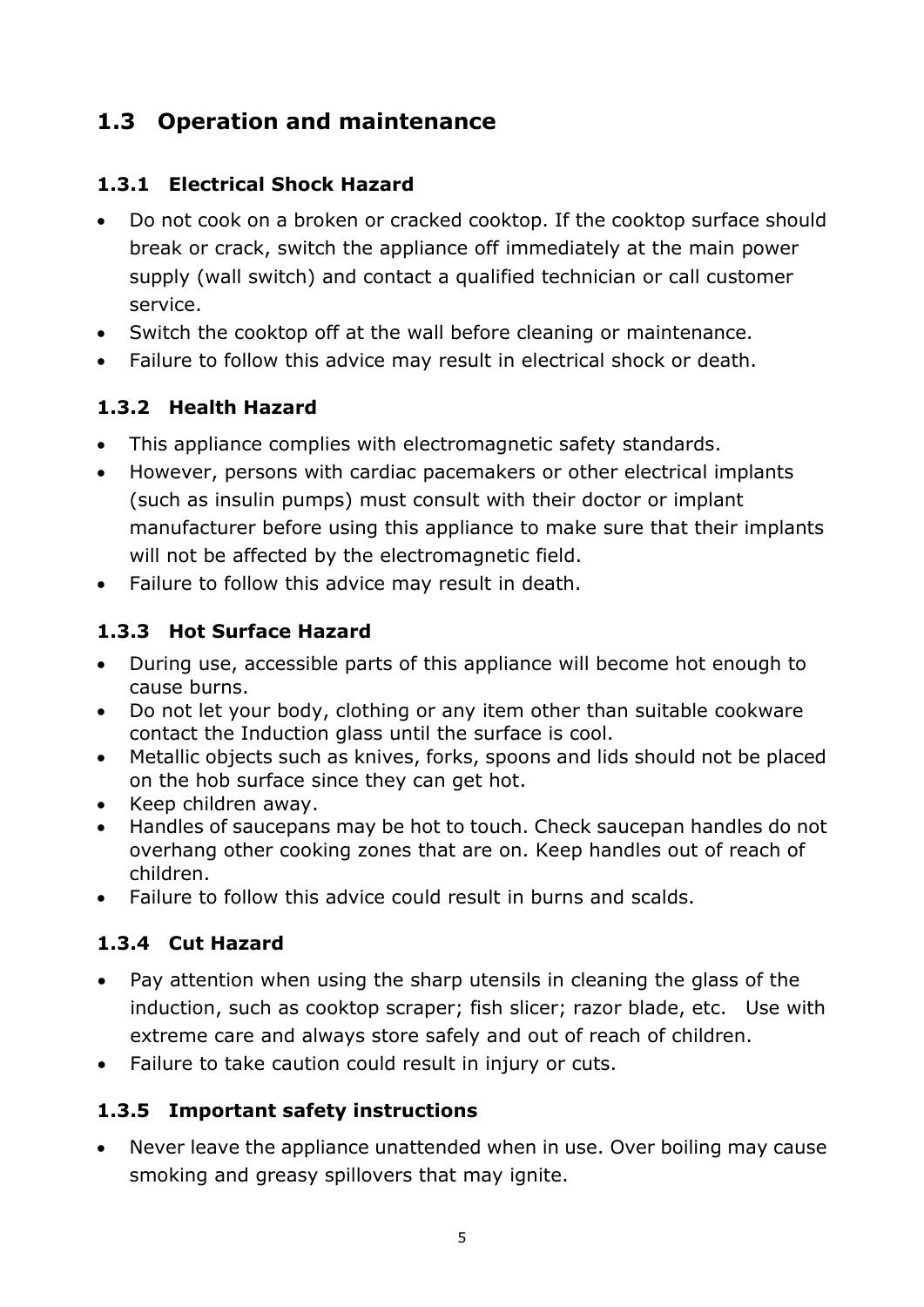## 1.3 Operation and maintenance

### 1.3.1 Electrical Shock Hazard

- Do not cook on a broken or cracked cooktop. If the cooktop surface should break or crack, switch the appliance off immediately at the main power supply (wall switch) and contact a qualified technician or call customer service.
- Switch the cooktop off at the wall before cleaning or maintenance.
- Failure to follow this advice may result in electrical shock or death.

### 1.3.2 Health Hazard

- This appliance complies with electromagnetic safety standards.
- However, persons with cardiac pacemakers or other electrical implants (such as insulin pumps) must consult with their doctor or implant manufacturer before using this appliance to make sure that their implants will not be affected by the electromagnetic field.
- Failure to follow this advice may result in death.

### 1.3.3 Hot Surface Hazard

- During use, accessible parts of this appliance will become hot enough to cause burns.
- Do not let your body, clothing or any item other than suitable cookware contact the Induction glass until the surface is cool.
- Metallic objects such as knives, forks, spoons and lids should not be placed on the hob surface since they can get hot.
- Keep children away.
- Handles of saucepans may be hot to touch. Check saucepan handles do not overhang other cooking zones that are on. Keep handles out of reach of children.
- Failure to follow this advice could result in burns and scalds.

### 1.3.4 Cut Hazard

- Pay attention when using the sharp utensils in cleaning the glass of the induction, such as cooktop scraper; fish slicer; razor blade, etc. Use with extreme care and always store safely and out of reach of children.
- Failure to take caution could result in injury or cuts.

### 1.3.5 Important safety instructions

- Never leave the appliance unattended when in use. Over boiling may cause smoking and greasy spillovers that may ignite.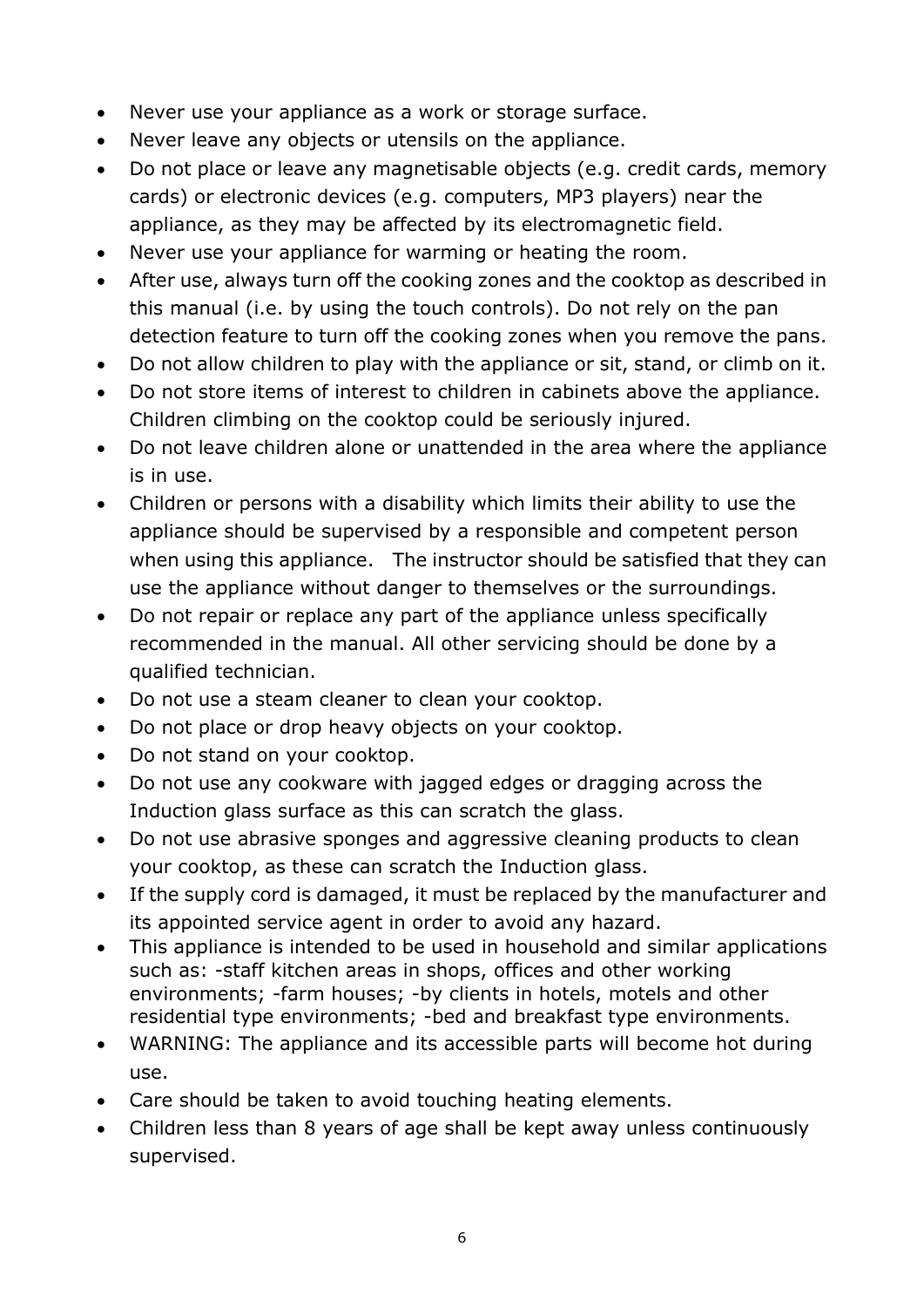- Never use your appliance as a work or storage surface.
- Never leave any objects or utensils on the appliance.
- Do not place or leave any magnetisable objects (e.g. credit cards, memory cards) or electronic devices (e.g. computers, MP3 players) near the appliance, as they may be affected by its electromagnetic field.
- Never use your appliance for warming or heating the room.
- After use, always turn off the cooking zones and the cooktop as described in this manual (i.e. by using the touch controls). Do not rely on the pan detection feature to turn off the cooking zones when you remove the pans.
- Do not allow children to play with the appliance or sit, stand, or climb on it.
- Do not store items of interest to children in cabinets above the appliance. Children climbing on the cooktop could be seriously injured.
- Do not leave children alone or unattended in the area where the appliance is in use.
- Children or persons with a disability which limits their ability to use the appliance should be supervised by a responsible and competent person when using this appliance. The instructor should be satisfied that they can use the appliance without danger to themselves or the surroundings.
- Do not repair or replace any part of the appliance unless specifically recommended in the manual. All other servicing should be done by a qualified technician.
- Do not use a steam cleaner to clean your cooktop.
- Do not place or drop heavy objects on your cooktop.
- Do not stand on your cooktop.
- Do not use any cookware with jagged edges or dragging across the Induction glass surface as this can scratch the glass.
- Do not use abrasive sponges and aggressive cleaning products to clean your cooktop, as these can scratch the Induction glass.
- If the supply cord is damaged, it must be replaced by the manufacturer and its appointed service agent in order to avoid any hazard.
- This appliance is intended to be used in household and similar applications such as: -staff kitchen areas in shops, offices and other working environments; -farm houses; -by clients in hotels, motels and other residential type environments; -bed and breakfast type environments.
- WARNING: The appliance and its accessible parts will become hot during use.
- Care should be taken to avoid touching heating elements.
- Children less than 8 years of age shall be kept away unless continuously supervised.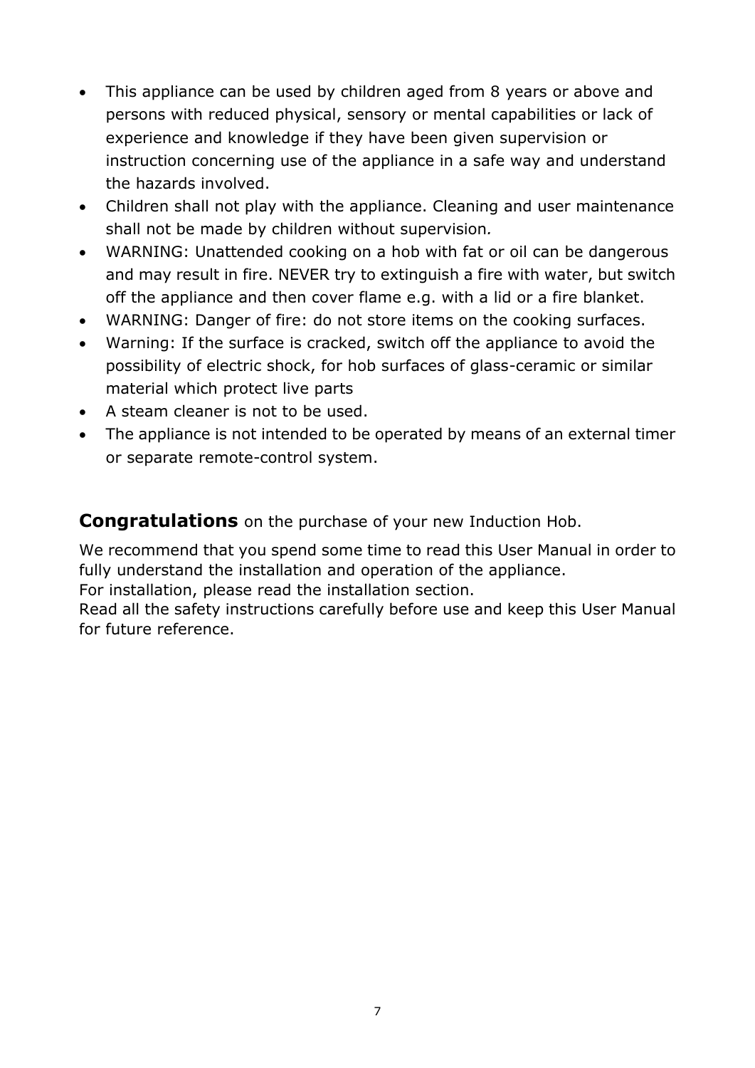- This appliance can be used by children aged from 8 years or above and persons with reduced physical, sensory or mental capabilities or lack of experience and knowledge if they have been given supervision or instruction concerning use of the appliance in a safe way and understand the hazards involved.
- Children shall not play with the appliance. Cleaning and user maintenance shall not be made by children without supervision.
- WARNING: Unattended cooking on a hob with fat or oil can be dangerous and may result in fire. NEVER try to extinguish a fire with water, but switch off the appliance and then cover flame e.g. with a lid or a fire blanket.
- WARNING: Danger of fire: do not store items on the cooking surfaces.
- Warning: If the surface is cracked, switch off the appliance to avoid the possibility of electric shock, for hob surfaces of glass-ceramic or similar material which protect live parts
- A steam cleaner is not to be used.
- The appliance is not intended to be operated by means of an external timer or separate remote-control system.

**Congratulations** on the purchase of your new Induction Hob.

We recommend that you spend some time to read this User Manual in order to fully understand the installation and operation of the appliance.
For installation, please read the installation section.
Read all the safety instructions carefully before use and keep this User Manual for future reference.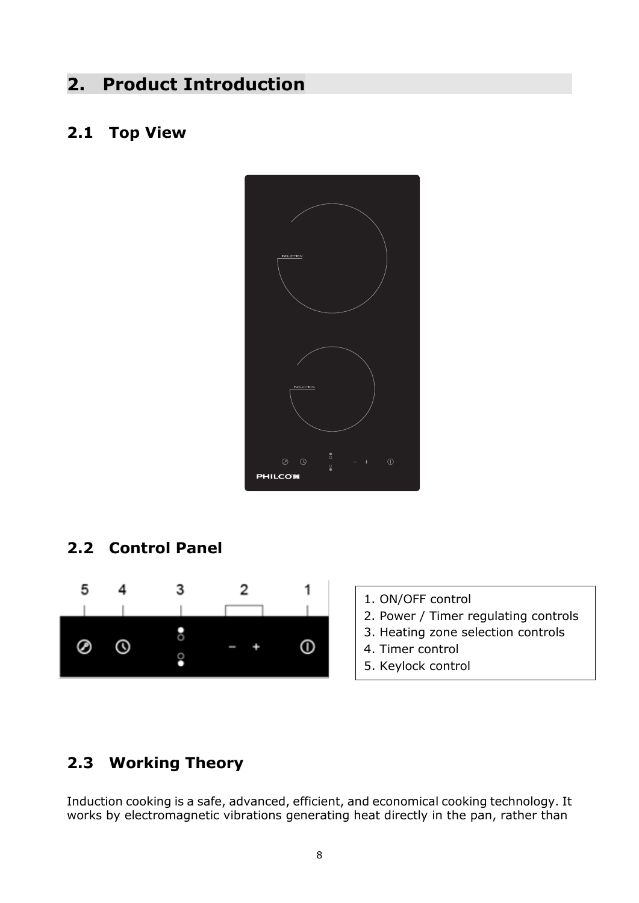# 2. Product Introduction

## 2.1 Top View

## 2.2 Control Panel

1. ON/OFF control
2. Power / Timer regulating controls
3. Heating zone selection controls
4. Timer control
5. Keylock control

## 2.3 Working Theory

Induction cooking is a safe, advanced, efficient, and economical cooking technology. It works by electromagnetic vibrations generating heat directly in the pan, rather than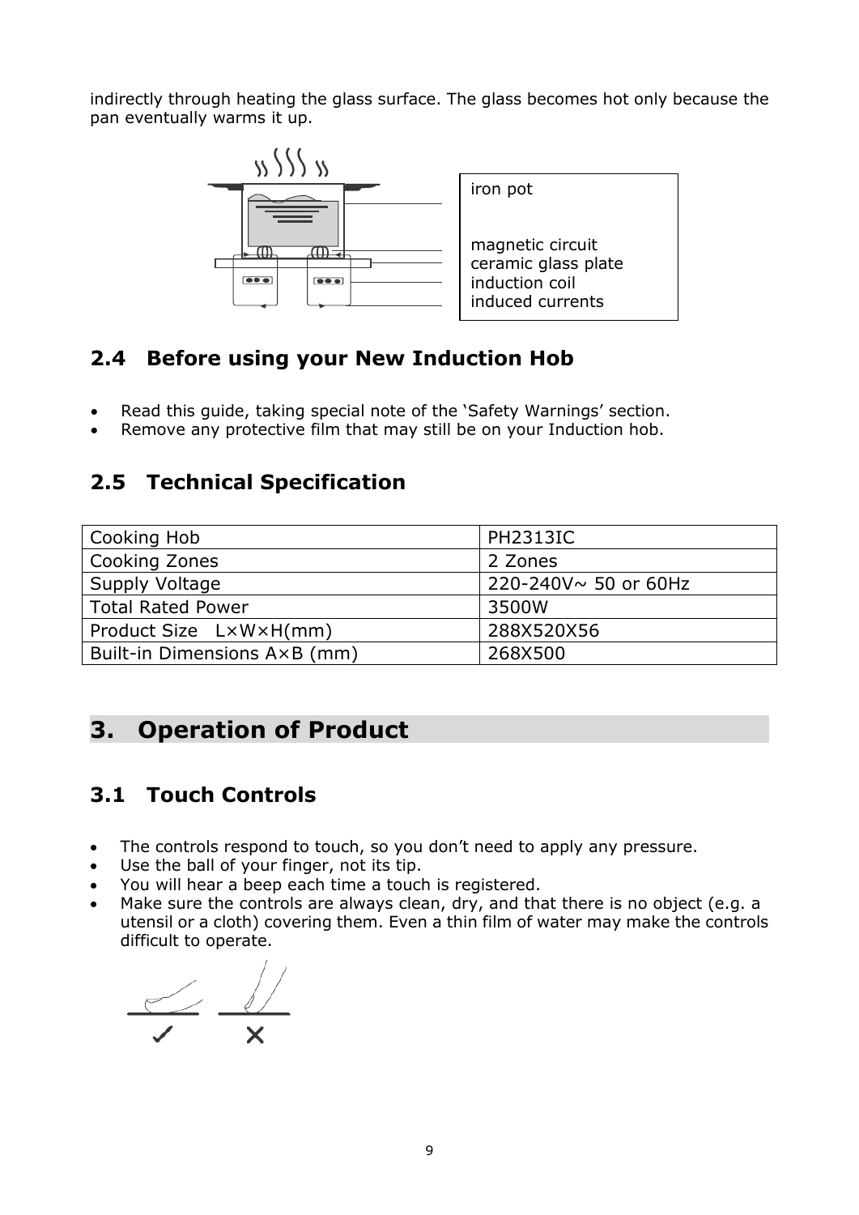indirectly through heating the glass surface. The glass becomes hot only because the pan eventually warms it up.

iron pot

magnetic circuit
ceramic glass plate
induction coil
induced currents

## 2.4 Before using your New Induction Hob

- Read this guide, taking special note of the 'Safety Warnings' section.
- Remove any protective film that may still be on your Induction hob.

## 2.5 Technical Specification

| Cooking Hob | PH2313IC |
|---|---|
| Cooking Zones | 2 Zones |
| Supply Voltage | 220-240V~ 50 or 60Hz |
| Total Rated Power | 3500W |
| Product Size L×W×H(mm) | 288X520X56 |
| Built-in Dimensions A×B (mm) | 268X500 |

# 3. Operation of Product

## 3.1 Touch Controls

- The controls respond to touch, so you don't need to apply any pressure.
- Use the ball of your finger, not its tip.
- You will hear a beep each time a touch is registered.
- Make sure the controls are always clean, dry, and that there is no object (e.g. a utensil or a cloth) covering them. Even a thin film of water may make the controls difficult to operate.

✓ ✕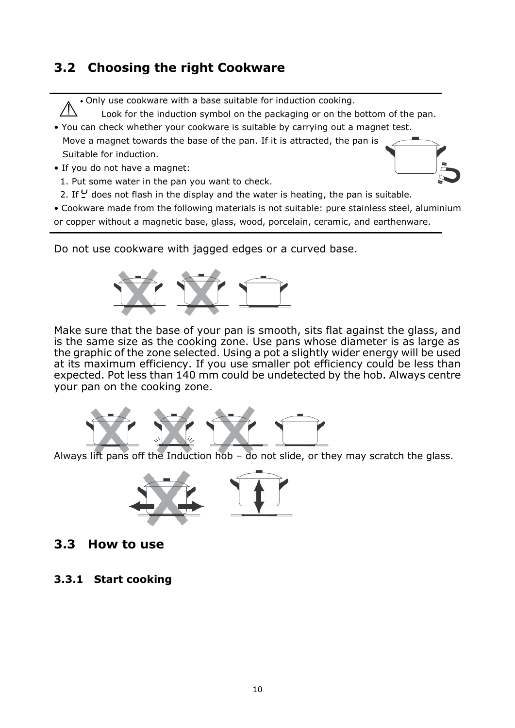## 3.2 Choosing the right Cookware

- Only use cookware with a base suitable for induction cooking.
  Look for the induction symbol on the packaging or on the bottom of the pan.
- You can check whether your cookware is suitable by carrying out a magnet test.
  Move a magnet towards the base of the pan. If it is attracted, the pan is Suitable for induction.
- If you do not have a magnet:
  1. Put some water in the pan you want to check.
  2. If ⊔ does not flash in the display and the water is heating, the pan is suitable.
- Cookware made from the following materials is not suitable: pure stainless steel, aluminium or copper without a magnetic base, glass, wood, porcelain, ceramic, and earthenware.

Do not use cookware with jagged edges or a curved base.

Make sure that the base of your pan is smooth, sits flat against the glass, and is the same size as the cooking zone. Use pans whose diameter is as large as the graphic of the zone selected. Using a pot a slightly wider energy will be used at its maximum efficiency. If you use smaller pot efficiency could be less than expected. Pot less than 140 mm could be undetected by the hob. Always centre your pan on the cooking zone.

Always lift pans off the Induction hob – do not slide, or they may scratch the glass.

## 3.3 How to use

### 3.3.1 Start cooking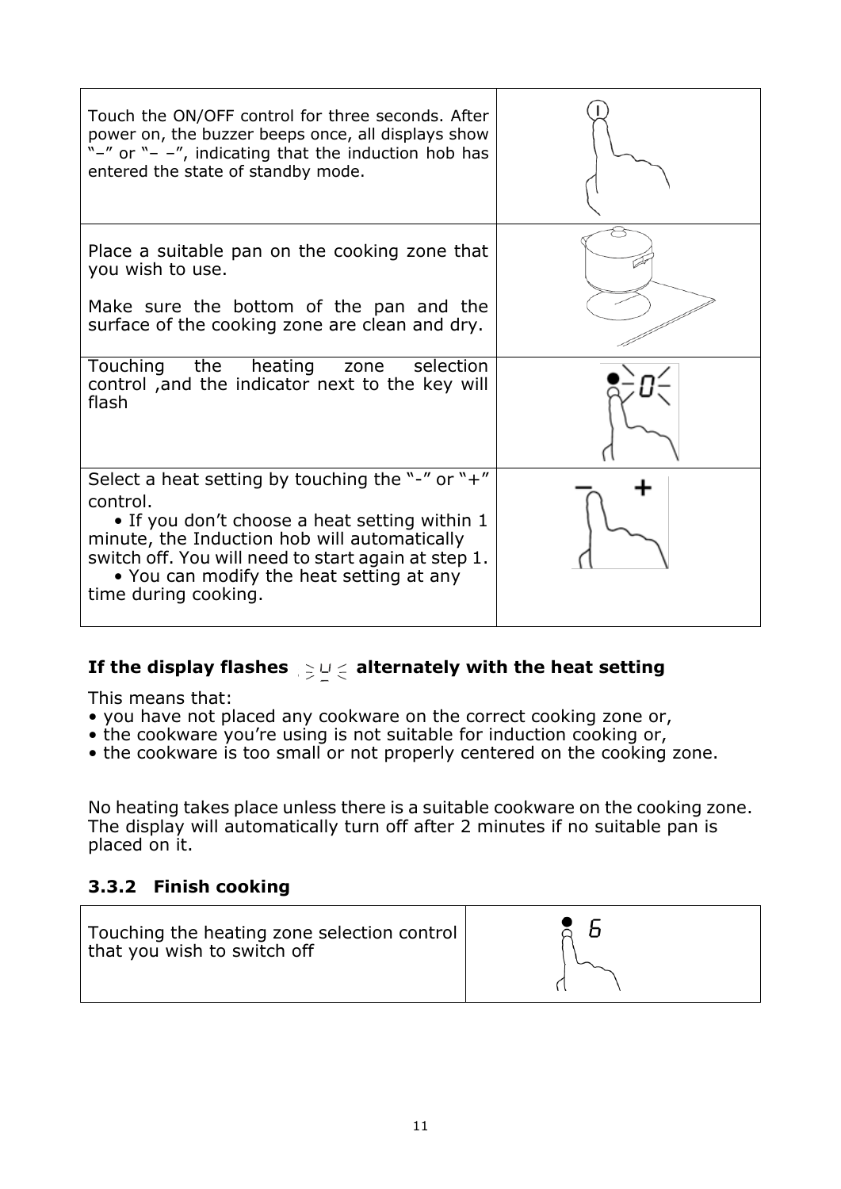| | |
|---|---|
| Touch the ON/OFF control for three seconds. After power on, the buzzer beeps once, all displays show "–" or "– –", indicating that the induction hob has entered the state of standby mode. | |
| Place a suitable pan on the cooking zone that you wish to use.<br><br>Make sure the bottom of the pan and the surface of the cooking zone are clean and dry. | |
| Touching the heating zone selection control ,and the indicator next to the key will flash | |
| Select a heat setting by touching the "-" or "+" control.<br>• If you don't choose a heat setting within 1 minute, the Induction hob will automatically switch off. You will need to start again at step 1.<br>• You can modify the heat setting at any time during cooking. | |

**If the display flashes alternately with the heat setting**

This means that:

- you have not placed any cookware on the correct cooking zone or,
- the cookware you're using is not suitable for induction cooking or,
- the cookware is too small or not properly centered on the cooking zone.

No heating takes place unless there is a suitable cookware on the cooking zone. The display will automatically turn off after 2 minutes if no suitable pan is placed on it.

### 3.3.2 Finish cooking

| | |
|---|---|
| Touching the heating zone selection control that you wish to switch off | |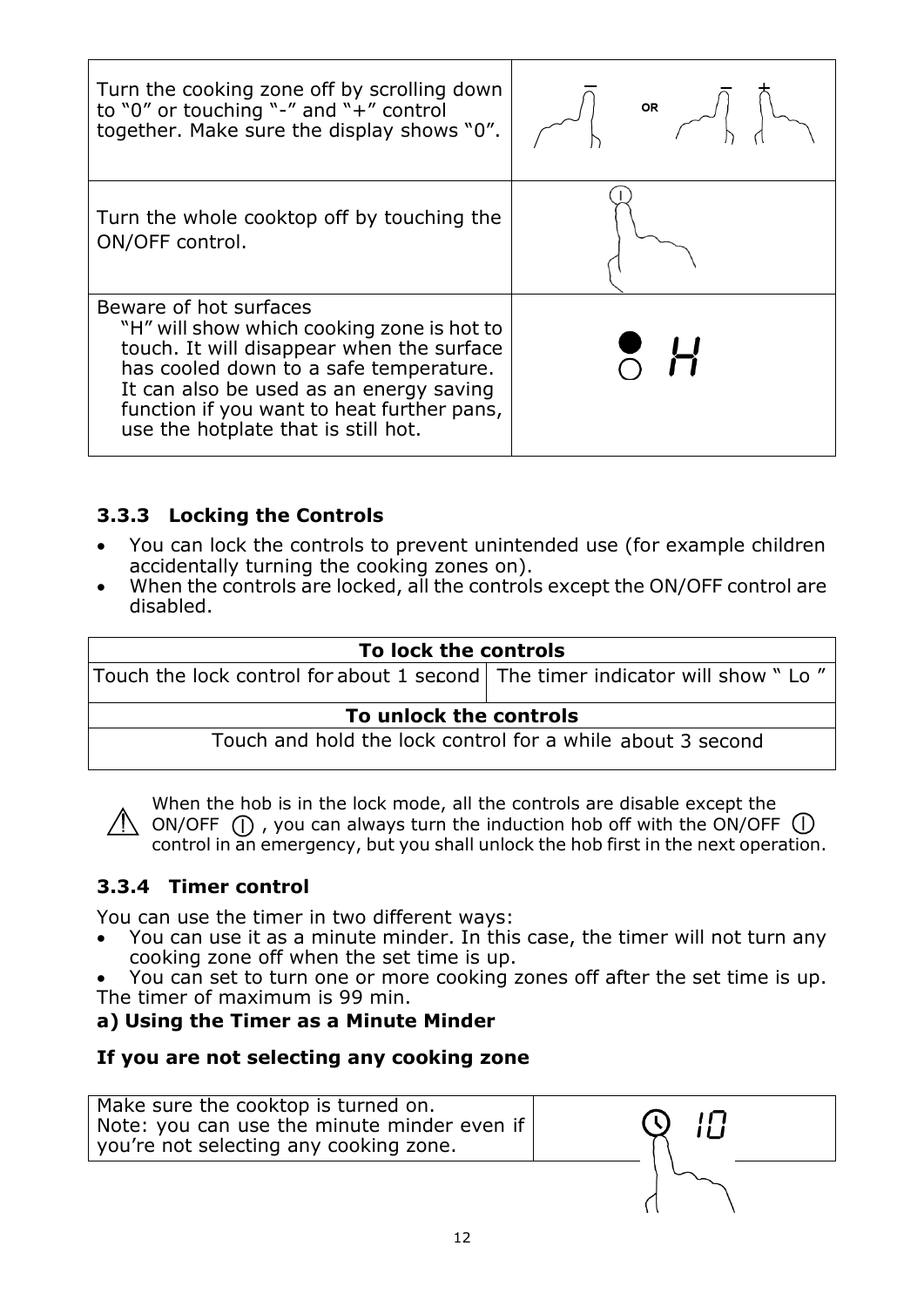| | |
|---|---|
| Turn the cooking zone off by scrolling down to "0" or touching "-" and "+" control together. Make sure the display shows "0". | |
| Turn the whole cooktop off by touching the ON/OFF control. | |
| Beware of hot surfaces<br>"H" will show which cooking zone is hot to touch. It will disappear when the surface has cooled down to a safe temperature. It can also be used as an energy saving function if you want to heat further pans, use the hotplate that is still hot. | |

### 3.3.3 Locking the Controls

- You can lock the controls to prevent unintended use (for example children accidentally turning the cooking zones on).
- When the controls are locked, all the controls except the ON/OFF control are disabled.

| To lock the controls | |
|---|---|
| Touch the lock control for about 1 second | The timer indicator will show " Lo " |
| **To unlock the controls** | |
| Touch and hold the lock control for a while about 3 second | |

⚠ When the hob is in the lock mode, all the controls are disable except the ON/OFF ⓘ , you can always turn the induction hob off with the ON/OFF ⓘ control in an emergency, but you shall unlock the hob first in the next operation.

### 3.3.4 Timer control

You can use the timer in two different ways:

- You can use it as a minute minder. In this case, the timer will not turn any cooking zone off when the set time is up.
- You can set to turn one or more cooking zones off after the set time is up.

The timer of maximum is 99 min.

**a) Using the Timer as a Minute Minder**

**If you are not selecting any cooking zone**

| | |
|---|---|
| Make sure the cooktop is turned on.<br>Note: you can use the minute minder even if you're not selecting any cooking zone. | |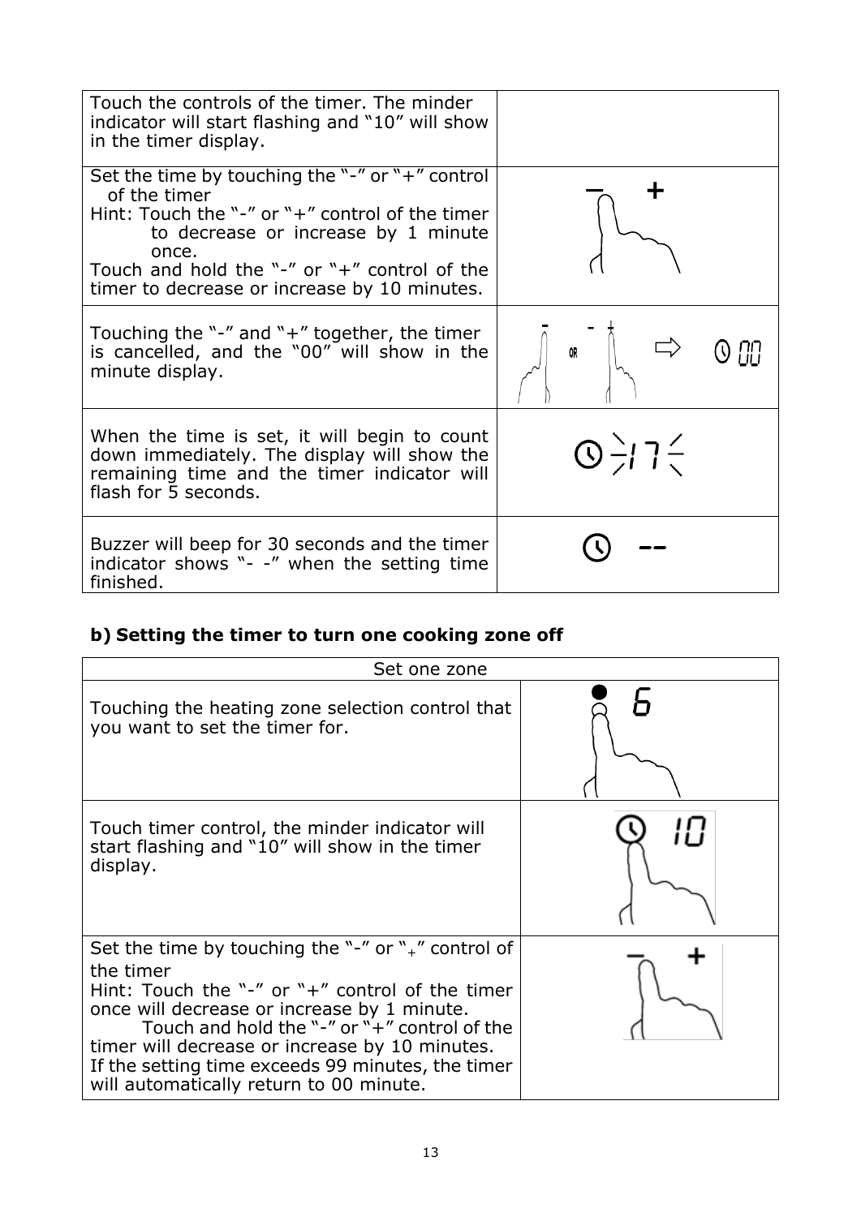| | |
|---|---|
| Touch the controls of the timer. The minder indicator will start flashing and "10" will show in the timer display. | |
| Set the time by touching the "-" or "+" control of the timer<br>Hint: Touch the "-" or "+" control of the timer to decrease or increase by 1 minute once.<br>Touch and hold the "-" or "+" control of the timer to decrease or increase by 10 minutes. | |
| Touching the "-" and "+" together, the timer is cancelled, and the "00" will show in the minute display. | |
| When the time is set, it will begin to count down immediately. The display will show the remaining time and the timer indicator will flash for 5 seconds. | |
| Buzzer will beep for 30 seconds and the timer indicator shows "- -" when the setting time finished. | |

## b) Setting the timer to turn one cooking zone off

| Set one zone | |
|---|---|
| Touching the heating zone selection control that you want to set the timer for. | |
| Touch timer control, the minder indicator will start flashing and "10" will show in the timer display. | |
| Set the time by touching the "-" or "+" control of the timer<br>Hint: Touch the "-" or "+" control of the timer once will decrease or increase by 1 minute.<br>Touch and hold the "-" or "+" control of the timer will decrease or increase by 10 minutes.<br>If the setting time exceeds 99 minutes, the timer will automatically return to 00 minute. | |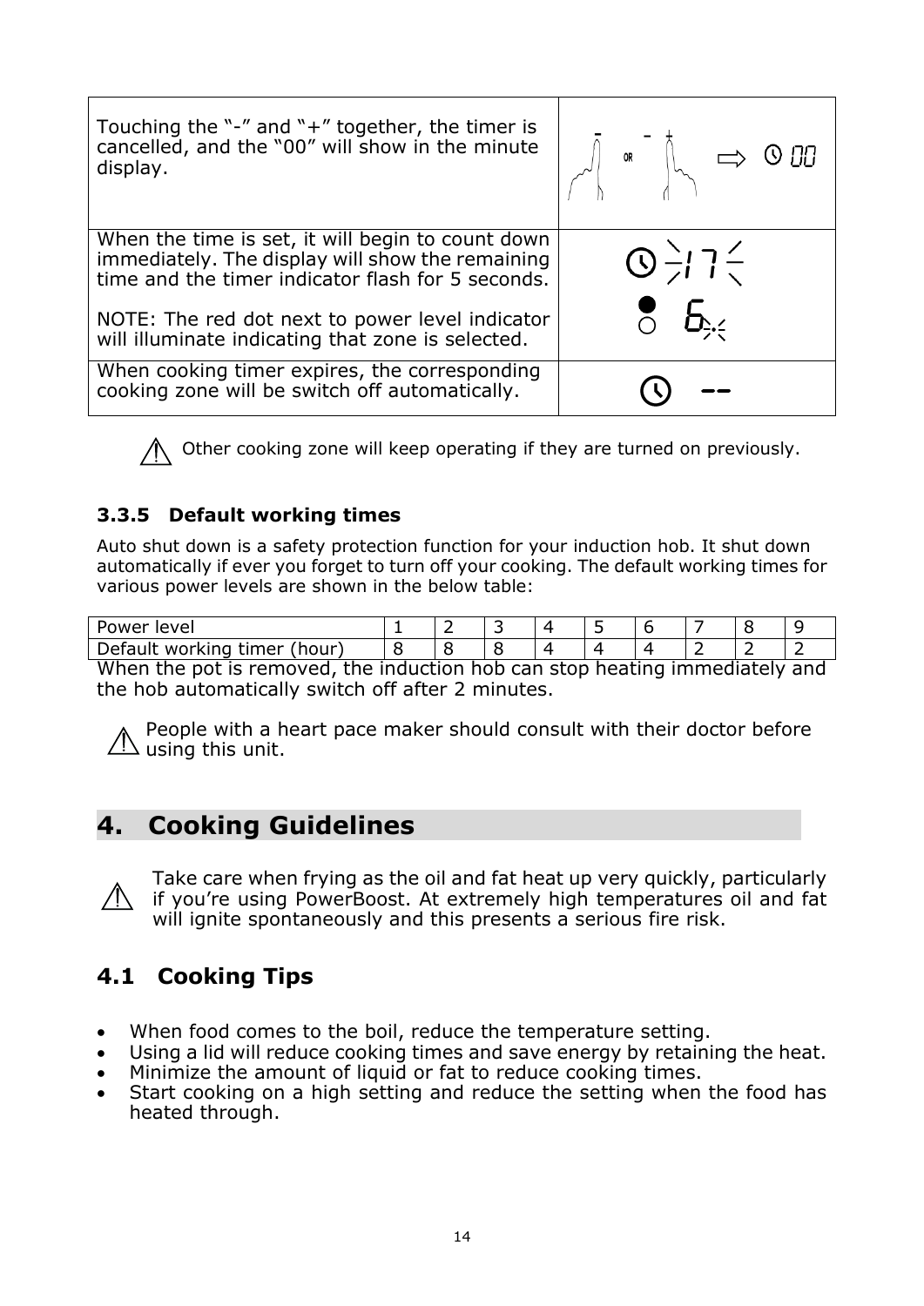| | |
|---|---|
| Touching the "-" and "+" together, the timer is cancelled, and the "00" will show in the minute display. | |
| When the time is set, it will begin to count down immediately. The display will show the remaining time and the timer indicator flash for 5 seconds.<br><br>NOTE: The red dot next to power level indicator will illuminate indicating that zone is selected. | |
| When cooking timer expires, the corresponding cooking zone will be switch off automatically. | |

⚠ Other cooking zone will keep operating if they are turned on previously.

### 3.3.5 Default working times

Auto shut down is a safety protection function for your induction hob. It shut down automatically if ever you forget to turn off your cooking. The default working times for various power levels are shown in the below table:

| Power level | 1 | 2 | 3 | 4 | 5 | 6 | 7 | 8 | 9 |
|---|---|---|---|---|---|---|---|---|---|
| Default working timer (hour) | 8 | 8 | 8 | 4 | 4 | 4 | 2 | 2 | 2 |

When the pot is removed, the induction hob can stop heating immediately and the hob automatically switch off after 2 minutes.

⚠ People with a heart pace maker should consult with their doctor before using this unit.

## 4. Cooking Guidelines

⚠ Take care when frying as the oil and fat heat up very quickly, particularly if you're using PowerBoost. At extremely high temperatures oil and fat will ignite spontaneously and this presents a serious fire risk.

### 4.1 Cooking Tips

- When food comes to the boil, reduce the temperature setting.
- Using a lid will reduce cooking times and save energy by retaining the heat.
- Minimize the amount of liquid or fat to reduce cooking times.
- Start cooking on a high setting and reduce the setting when the food has heated through.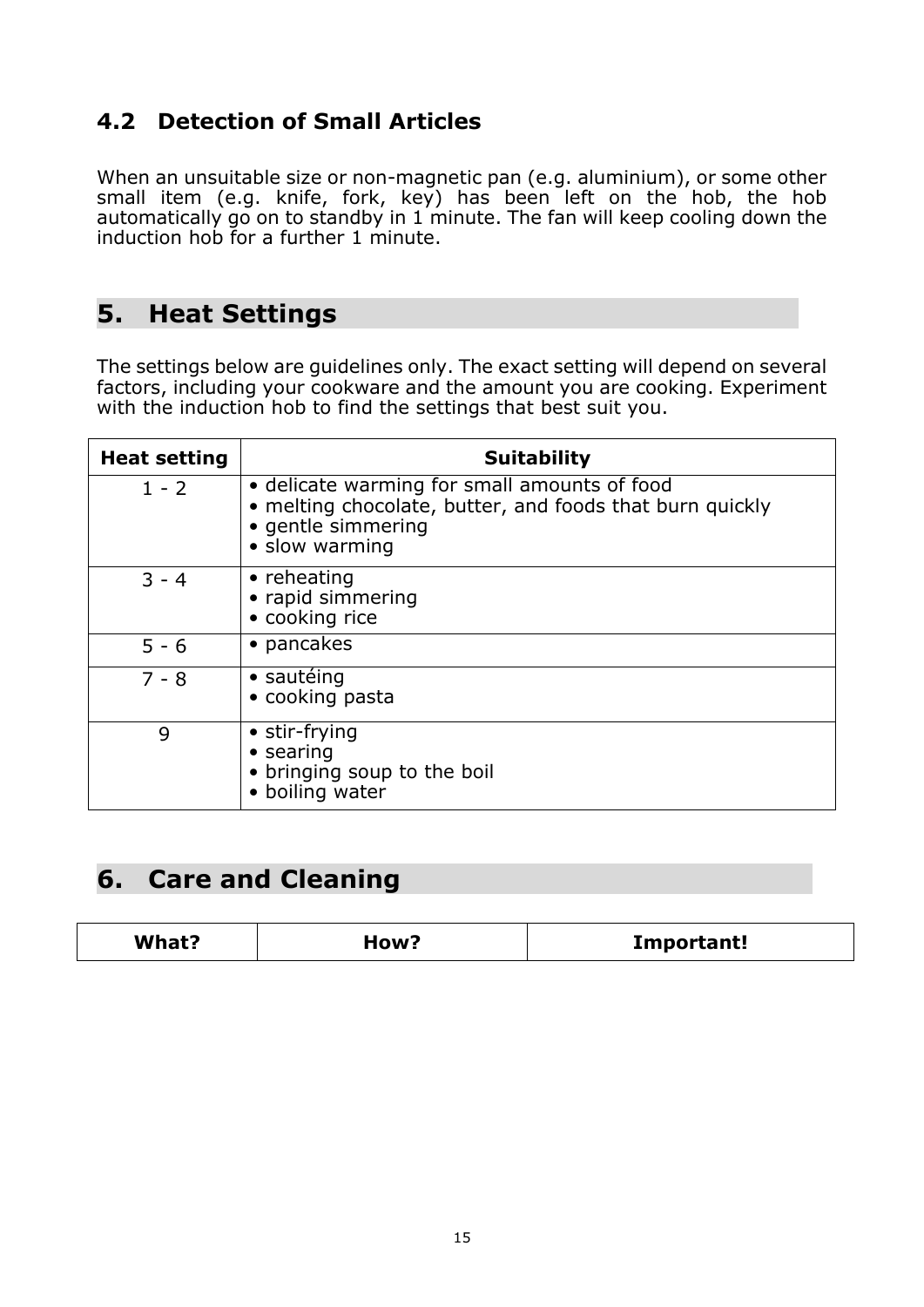### 4.2 Detection of Small Articles

When an unsuitable size or non-magnetic pan (e.g. aluminium), or some other small item (e.g. knife, fork, key) has been left on the hob, the hob automatically go on to standby in 1 minute. The fan will keep cooling down the induction hob for a further 1 minute.

## 5. Heat Settings

The settings below are guidelines only. The exact setting will depend on several factors, including your cookware and the amount you are cooking. Experiment with the induction hob to find the settings that best suit you.

| Heat setting | Suitability |
|---|---|
| 1 - 2 | • delicate warming for small amounts of food<br>• melting chocolate, butter, and foods that burn quickly<br>• gentle simmering<br>• slow warming |
| 3 - 4 | • reheating<br>• rapid simmering<br>• cooking rice |
| 5 - 6 | • pancakes |
| 7 - 8 | • sautéing<br>• cooking pasta |
| 9 | • stir-frying<br>• searing<br>• bringing soup to the boil<br>• boiling water |

## 6. Care and Cleaning

| What? | How? | Important! |
|---|---|---|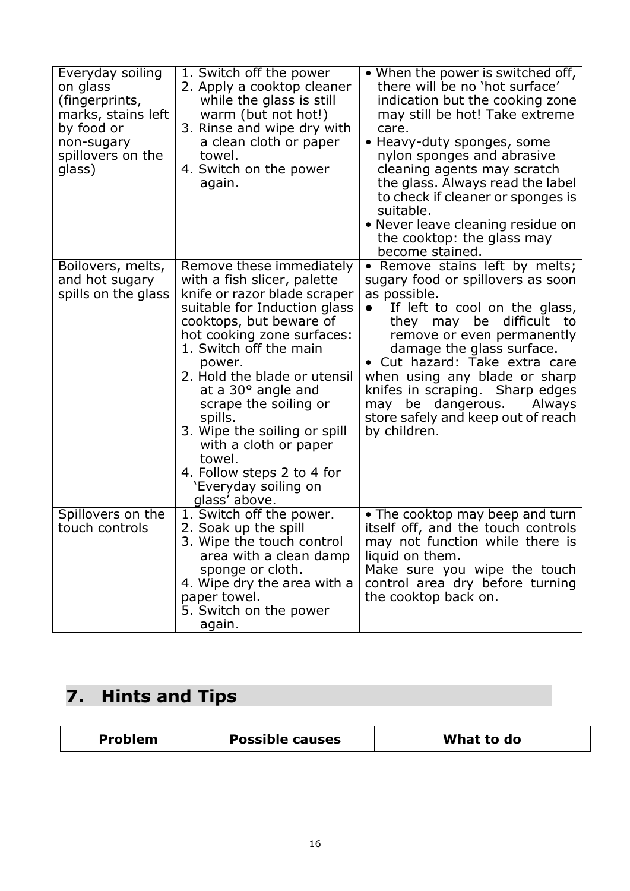| | | |
|---|---|---|
| Everyday soiling on glass (fingerprints, marks, stains left by food or non-sugary spillovers on the glass) | 1. Switch off the power<br>2. Apply a cooktop cleaner while the glass is still warm (but not hot!)<br>3. Rinse and wipe dry with a clean cloth or paper towel.<br>4. Switch on the power again. | • When the power is switched off, there will be no 'hot surface' indication but the cooking zone may still be hot! Take extreme care.<br>• Heavy-duty sponges, some nylon sponges and abrasive cleaning agents may scratch the glass. Always read the label to check if cleaner or sponges is suitable.<br>• Never leave cleaning residue on the cooktop: the glass may become stained. |
| Boilovers, melts, and hot sugary spills on the glass | Remove these immediately with a fish slicer, palette knife or razor blade scraper suitable for Induction glass cooktops, but beware of hot cooking zone surfaces:<br>1. Switch off the main power.<br>2. Hold the blade or utensil at a 30° angle and scrape the soiling or spills.<br>3. Wipe the soiling or spill with a cloth or paper towel.<br>4. Follow steps 2 to 4 for 'Everyday soiling on glass' above. | • Remove stains left by melts; sugary food or spillovers as soon as possible.<br>● If left to cool on the glass, they may be difficult to remove or even permanently damage the glass surface.<br>• Cut hazard: Take extra care when using any blade or sharp knifes in scraping. Sharp edges may be dangerous. Always store safely and keep out of reach by children. |
| Spillovers on the touch controls | 1. Switch off the power.<br>2. Soak up the spill<br>3. Wipe the touch control area with a clean damp sponge or cloth.<br>4. Wipe dry the area with a paper towel.<br>5. Switch on the power again. | • The cooktop may beep and turn itself off, and the touch controls may not function while there is liquid on them.<br>Make sure you wipe the touch control area dry before turning the cooktop back on. |

## 7. Hints and Tips

| Problem | Possible causes | What to do |
|---|---|---|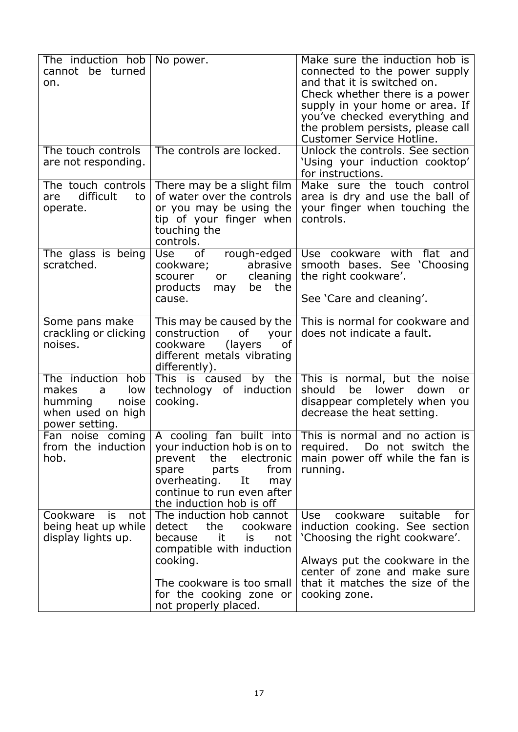| The induction hob cannot be turned on. | No power. | Make sure the induction hob is connected to the power supply and that it is switched on. Check whether there is a power supply in your home or area. If you've checked everything and the problem persists, please call Customer Service Hotline. |
|---|---|---|
| The touch controls are not responding. | The controls are locked. | Unlock the controls. See section 'Using your induction cooktop' for instructions. |
| The touch controls are difficult to operate. | There may be a slight film of water over the controls or you may be using the tip of your finger when touching the controls. | Make sure the touch control area is dry and use the ball of your finger when touching the controls. |
| The glass is being scratched. | Use of rough-edged cookware; abrasive scourer or cleaning products may be the cause. | Use cookware with flat and smooth bases. See 'Choosing the right cookware'.<br><br>See 'Care and cleaning'. |
| Some pans make crackling or clicking noises. | This may be caused by the construction of your cookware (layers of different metals vibrating differently). | This is normal for cookware and does not indicate a fault. |
| The induction hob makes a low humming noise when used on high power setting. | This is caused by the technology of induction cooking. | This is normal, but the noise should be lower down or disappear completely when you decrease the heat setting. |
| Fan noise coming from the induction hob. | A cooling fan built into your induction hob is on to prevent the electronic spare parts from overheating. It may continue to run even after the induction hob is off | This is normal and no action is required. Do not switch the main power off while the fan is running. |
| Cookware is not being heat up while display lights up. | The induction hob cannot detect the cookware because it is not compatible with induction cooking.<br><br>The cookware is too small for the cooking zone or not properly placed. | Use cookware suitable for induction cooking. See section 'Choosing the right cookware'.<br><br>Always put the cookware in the center of zone and make sure that it matches the size of the cooking zone. |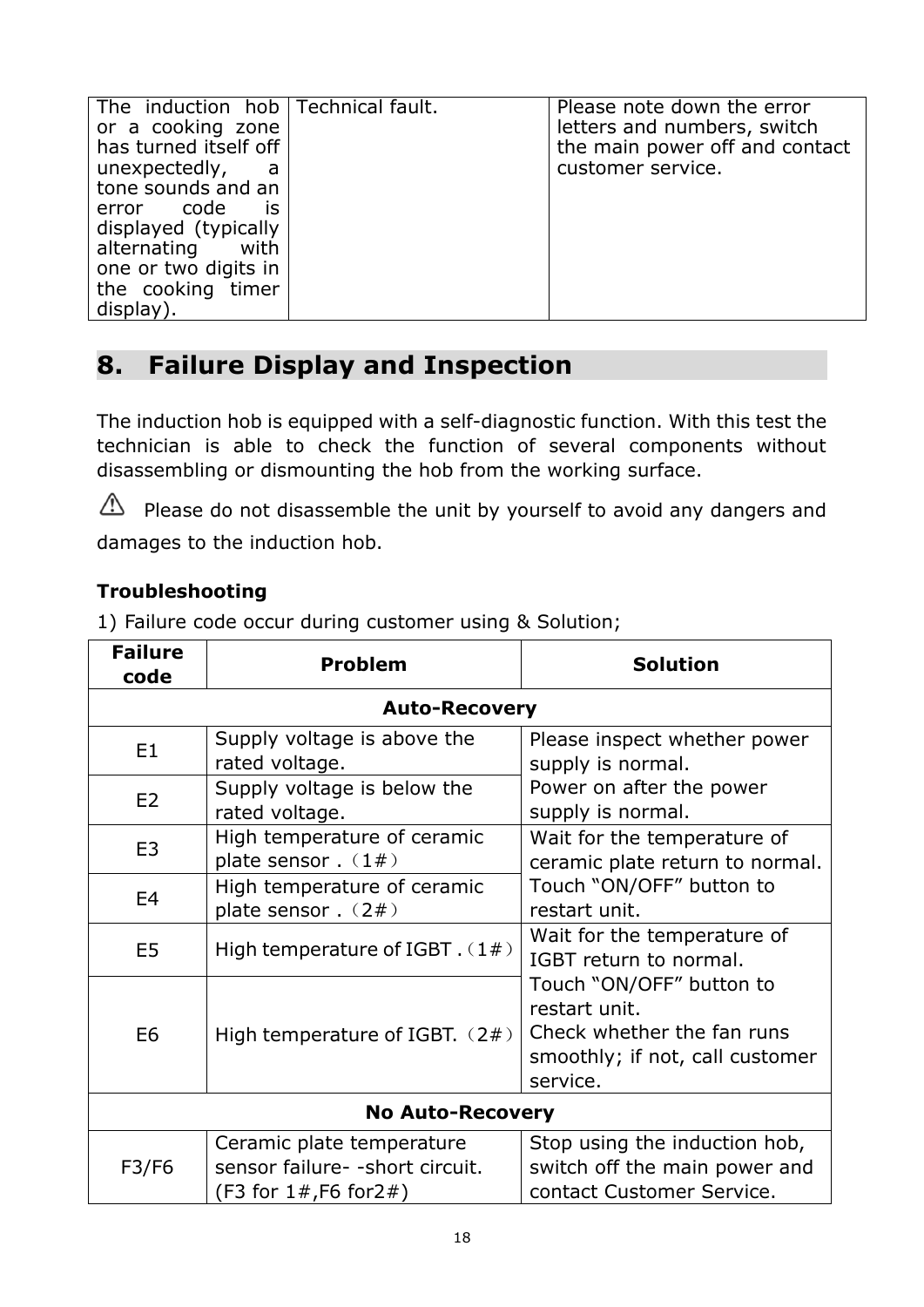| The induction hob or a cooking zone has turned itself off unexpectedly, a tone sounds and an error code is displayed (typically alternating with one or two digits in the cooking timer display). | Technical fault. | Please note down the error letters and numbers, switch the main power off and contact customer service. |
|---|---|---|

## 8. Failure Display and Inspection

The induction hob is equipped with a self-diagnostic function. With this test the technician is able to check the function of several components without disassembling or dismounting the hob from the working surface.

⚠ Please do not disassemble the unit by yourself to avoid any dangers and damages to the induction hob.

**Troubleshooting**

1) Failure code occur during customer using & Solution;

| Failure code | Problem | Solution |
|---|---|---|
| **Auto-Recovery** | | |
| E1 | Supply voltage is above the rated voltage. | Please inspect whether power supply is normal.<br>Power on after the power supply is normal. |
| E2 | Supply voltage is below the rated voltage. | |
| E3 | High temperature of ceramic plate sensor .（1#） | Wait for the temperature of ceramic plate return to normal.<br>Touch “ON/OFF” button to restart unit. |
| E4 | High temperature of ceramic plate sensor .（2#） | |
| E5 | High temperature of IGBT .（1#） | Wait for the temperature of IGBT return to normal.<br>Touch “ON/OFF” button to restart unit.<br>Check whether the fan runs smoothly; if not, call customer service. |
| E6 | High temperature of IGBT.（2#） | |
| **No Auto-Recovery** | | |
| F3/F6 | Ceramic plate temperature sensor failure- -short circuit.<br>(F3 for 1#,F6 for2#) | Stop using the induction hob, switch off the main power and contact Customer Service. |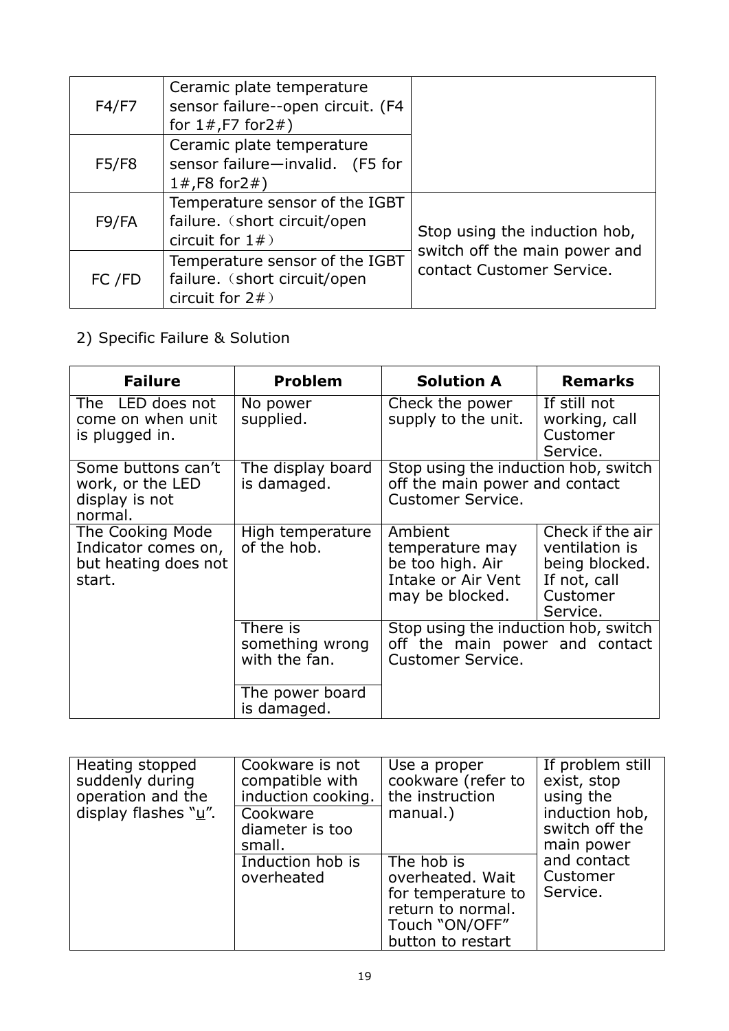| | | |
|---|---|---|
| F4/F7 | Ceramic plate temperature sensor failure--open circuit. (F4 for 1#,F7 for2#) | |
| F5/F8 | Ceramic plate temperature sensor failure—invalid.　(F5 for 1#,F8 for2#) | |
| F9/FA | Temperature sensor of the IGBT failure.（short circuit/open circuit for 1#） | Stop using the induction hob, switch off the main power and contact Customer Service. |
| FC /FD | Temperature sensor of the IGBT failure.（short circuit/open circuit for 2#） | |

2) Specific Failure & Solution

| Failure | Problem | Solution A | Remarks |
|---|---|---|---|
| The　LED does not come on when unit is plugged in. | No power supplied. | Check the power supply to the unit. | If still not working, call Customer Service. |
| Some buttons can't work, or the LED display is not normal. | The display board is damaged. | Stop using the induction hob, switch off the main power and contact Customer Service. | |
| The Cooking Mode Indicator comes on, but heating does not start. | High temperature of the hob. | Ambient temperature may be too high. Air Intake or Air Vent may be blocked. | Check if the air ventilation is being blocked. If not, call Customer Service. |
| | There is something wrong with the fan. | Stop using the induction hob, switch off the main power and contact Customer Service. | |
| | The power board is damaged. | | |

| | | | |
|---|---|---|---|
| Heating stopped suddenly during operation and the display flashes "u". | Cookware is not compatible with induction cooking. | Use a proper cookware (refer to the instruction manual.) | If problem still exist, stop using the induction hob, switch off the main power and contact Customer Service. |
| | Cookware diameter is too small. | | |
| | Induction hob is overheated | The hob is overheated. Wait for temperature to return to normal. Touch "ON/OFF" button to restart | |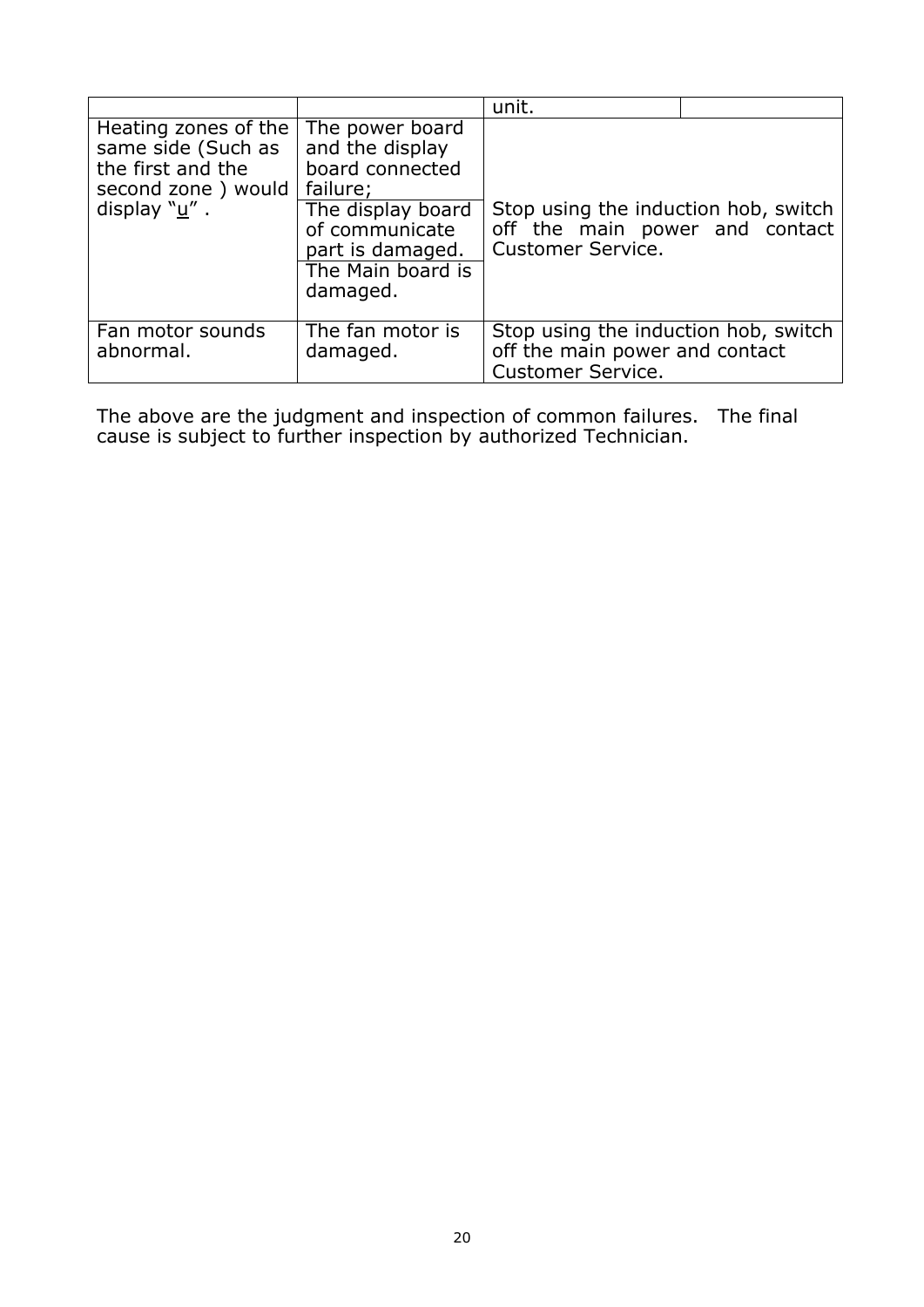| | | unit. | |
|---|---|---|---|
| Heating zones of the same side (Such as the first and the second zone ) would display "u" . | The power board and the display board connected failure; The display board of communicate part is damaged. The Main board is damaged. | Stop using the induction hob, switch off the main power and contact Customer Service. | |
| Fan motor sounds abnormal. | The fan motor is damaged. | Stop using the induction hob, switch off the main power and contact Customer Service. | |

The above are the judgment and inspection of common failures. The final cause is subject to further inspection by authorized Technician.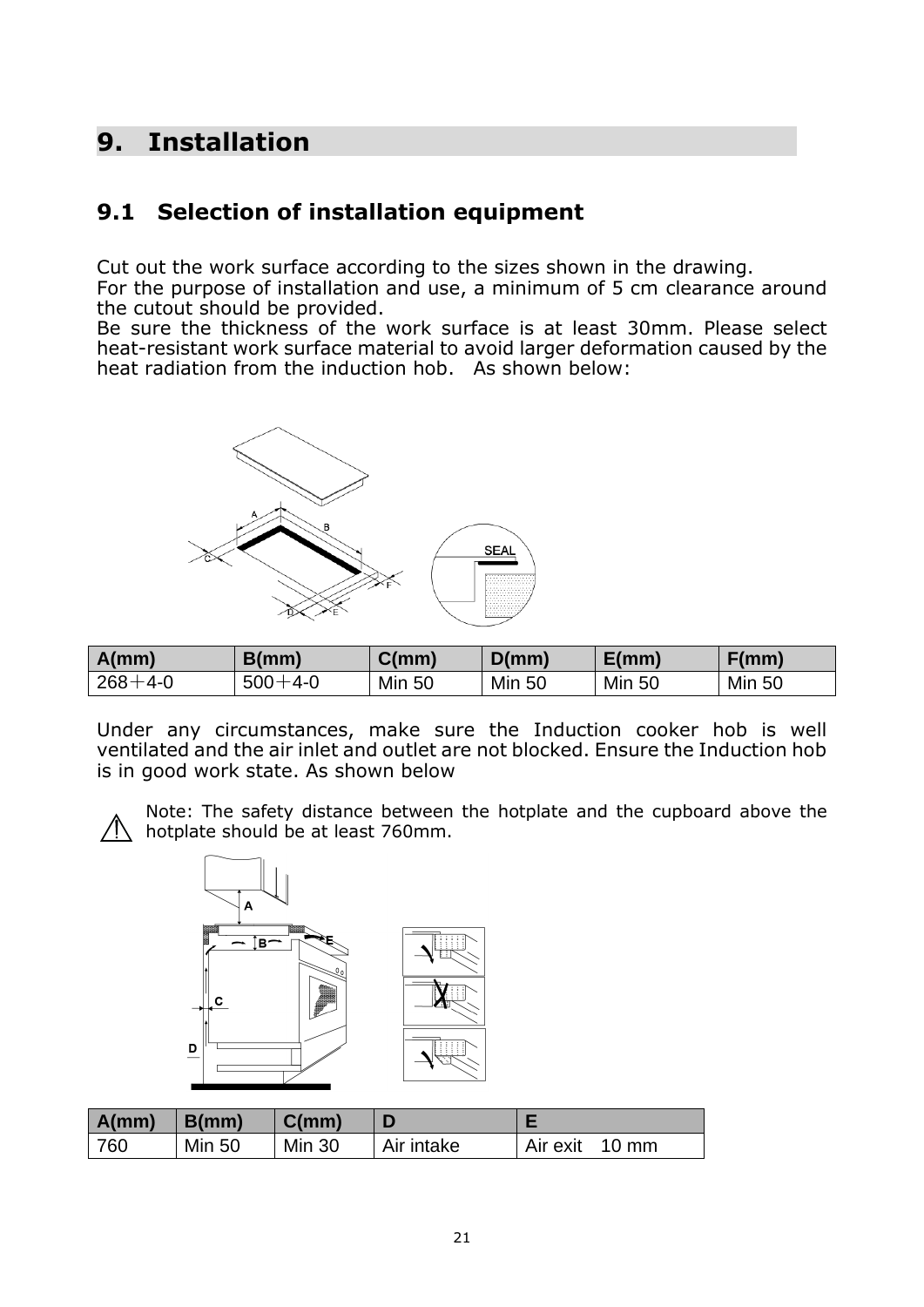# 9. Installation

## 9.1 Selection of installation equipment

Cut out the work surface according to the sizes shown in the drawing.
For the purpose of installation and use, a minimum of 5 cm clearance around the cutout should be provided.
Be sure the thickness of the work surface is at least 30mm. Please select heat-resistant work surface material to avoid larger deformation caused by the heat radiation from the induction hob. As shown below:

| A(mm) | B(mm) | C(mm) | D(mm) | E(mm) | F(mm) |
|---|---|---|---|---|---|
| 268＋4-0 | 500＋4-0 | Min 50 | Min 50 | Min 50 | Min 50 |

Under any circumstances, make sure the Induction cooker hob is well ventilated and the air inlet and outlet are not blocked. Ensure the Induction hob is in good work state. As shown below

Note: The safety distance between the hotplate and the cupboard above the hotplate should be at least 760mm.

| A(mm) | B(mm) | C(mm) | D | E |
|---|---|---|---|---|
| 760 | Min 50 | Min 30 | Air intake | Air exit 10 mm |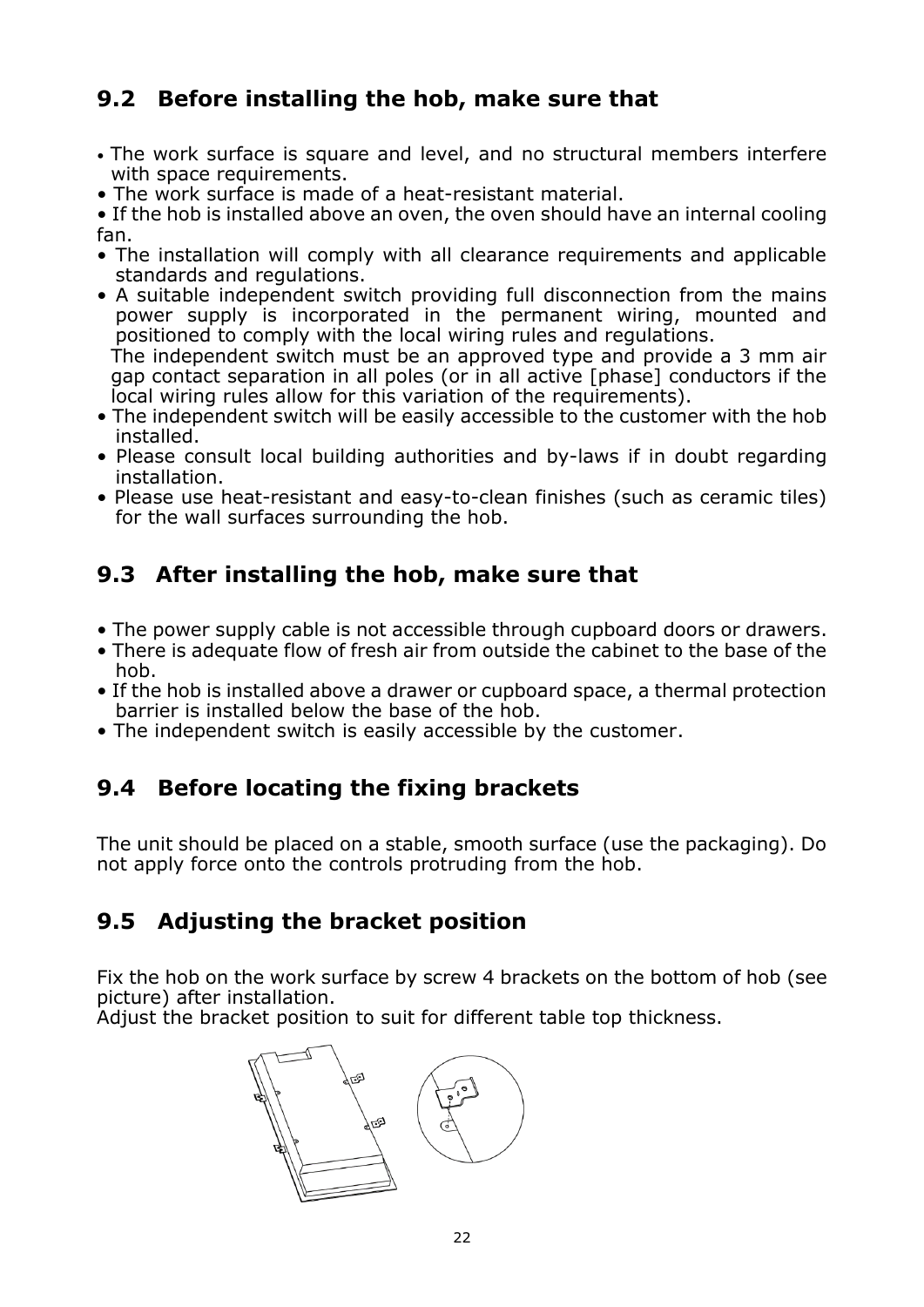## 9.2 Before installing the hob, make sure that

- The work surface is square and level, and no structural members interfere with space requirements.
- The work surface is made of a heat-resistant material.
- If the hob is installed above an oven, the oven should have an internal cooling fan.
- The installation will comply with all clearance requirements and applicable standards and regulations.
- A suitable independent switch providing full disconnection from the mains power supply is incorporated in the permanent wiring, mounted and positioned to comply with the local wiring rules and regulations.
  The independent switch must be an approved type and provide a 3 mm air gap contact separation in all poles (or in all active [phase] conductors if the local wiring rules allow for this variation of the requirements).
- The independent switch will be easily accessible to the customer with the hob installed.
- Please consult local building authorities and by-laws if in doubt regarding installation.
- Please use heat-resistant and easy-to-clean finishes (such as ceramic tiles) for the wall surfaces surrounding the hob.

## 9.3 After installing the hob, make sure that

- The power supply cable is not accessible through cupboard doors or drawers.
- There is adequate flow of fresh air from outside the cabinet to the base of the hob.
- If the hob is installed above a drawer or cupboard space, a thermal protection barrier is installed below the base of the hob.
- The independent switch is easily accessible by the customer.

## 9.4 Before locating the fixing brackets

The unit should be placed on a stable, smooth surface (use the packaging). Do not apply force onto the controls protruding from the hob.

## 9.5 Adjusting the bracket position

Fix the hob on the work surface by screw 4 brackets on the bottom of hob (see picture) after installation.
Adjust the bracket position to suit for different table top thickness.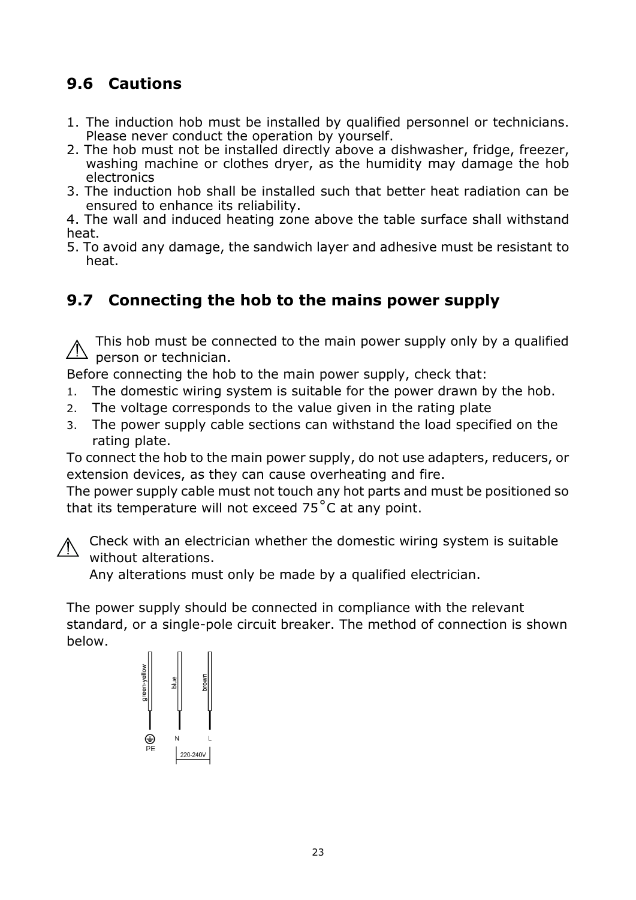## 9.6 Cautions

1. The induction hob must be installed by qualified personnel or technicians. Please never conduct the operation by yourself.
2. The hob must not be installed directly above a dishwasher, fridge, freezer, washing machine or clothes dryer, as the humidity may damage the hob electronics
3. The induction hob shall be installed such that better heat radiation can be ensured to enhance its reliability.
4. The wall and induced heating zone above the table surface shall withstand heat.
5. To avoid any damage, the sandwich layer and adhesive must be resistant to heat.

## 9.7 Connecting the hob to the mains power supply

⚠ This hob must be connected to the main power supply only by a qualified person or technician.

Before connecting the hob to the main power supply, check that:

1. The domestic wiring system is suitable for the power drawn by the hob.
2. The voltage corresponds to the value given in the rating plate
3. The power supply cable sections can withstand the load specified on the rating plate.

To connect the hob to the main power supply, do not use adapters, reducers, or extension devices, as they can cause overheating and fire.

The power supply cable must not touch any hot parts and must be positioned so that its temperature will not exceed 75°C at any point.

⚠ Check with an electrician whether the domestic wiring system is suitable without alterations.
Any alterations must only be made by a qualified electrician.

The power supply should be connected in compliance with the relevant standard, or a single-pole circuit breaker. The method of connection is shown below.

green-yellow  blue  brown

PE  N  L

220-240V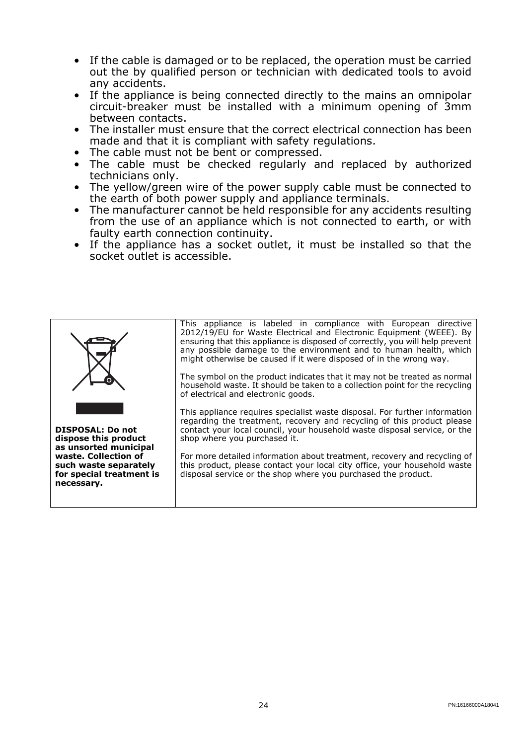- If the cable is damaged or to be replaced, the operation must be carried out the by qualified person or technician with dedicated tools to avoid any accidents.
- If the appliance is being connected directly to the mains an omnipolar circuit-breaker must be installed with a minimum opening of 3mm between contacts.
- The installer must ensure that the correct electrical connection has been made and that it is compliant with safety regulations.
- The cable must not be bent or compressed.
- The cable must be checked regularly and replaced by authorized technicians only.
- The yellow/green wire of the power supply cable must be connected to the earth of both power supply and appliance terminals.
- The manufacturer cannot be held responsible for any accidents resulting from the use of an appliance which is not connected to earth, or with faulty earth connection continuity.
- If the appliance has a socket outlet, it must be installed so that the socket outlet is accessible.

| | |
|---|---|
| **DISPOSAL: Do not dispose this product as unsorted municipal waste. Collection of such waste separately for special treatment is necessary.** | This appliance is labeled in compliance with European directive 2012/19/EU for Waste Electrical and Electronic Equipment (WEEE). By ensuring that this appliance is disposed of correctly, you will help prevent any possible damage to the environment and to human health, which might otherwise be caused if it were disposed of in the wrong way.<br><br>The symbol on the product indicates that it may not be treated as normal household waste. It should be taken to a collection point for the recycling of electrical and electronic goods.<br><br>This appliance requires specialist waste disposal. For further information regarding the treatment, recovery and recycling of this product please contact your local council, your household waste disposal service, or the shop where you purchased it.<br><br>For more detailed information about treatment, recovery and recycling of this product, please contact your local city office, your household waste disposal service or the shop where you purchased the product. |

PN:16166000A18041